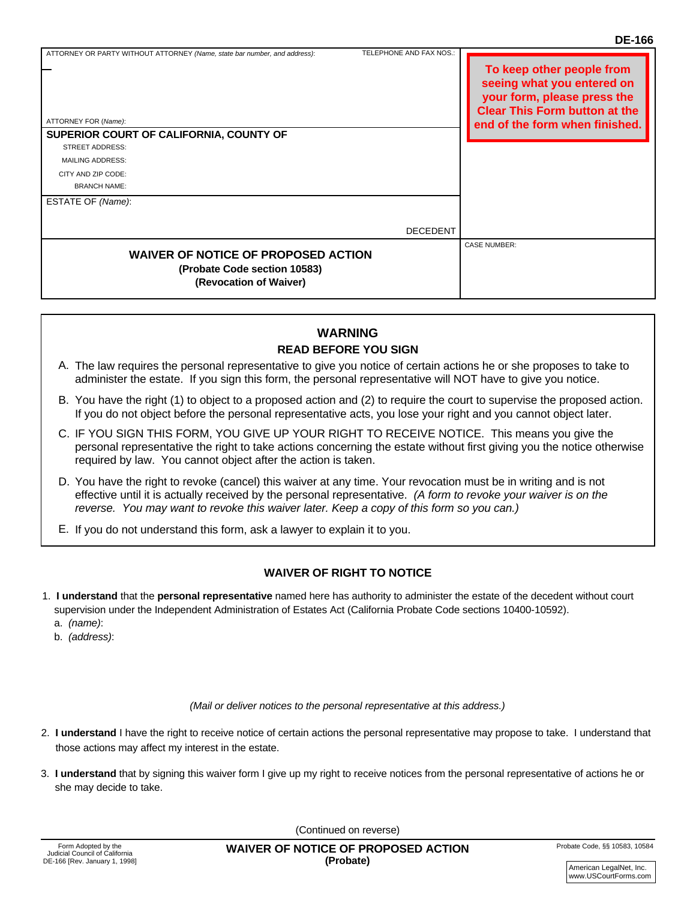DE-166

ATTORNEY OR PARTY WITHOUT ATTORNEY *(Name, state bar number, and address)*: TELEPHONE AND FAX NOS.:

ATTORNEY FOR *(Name)*:

**To keep other people from seeing what you entered on your form, please press the Clear This Form button at the end of the form when finished.**

**SUPERIOR COURT OF CALIFORNIA, COUNTY OF**

STREET ADDRESS:

MAILING ADDRESS:

CITY AND ZIP CODE:

BRANCH NAME:

ESTATE OF *(Name)*:

DECEDENT

**WAIVER OF NOTICE OF PROPOSED ACTION**
**(Probate Code section 10583)**
**(Revocation of Waiver)**

CASE NUMBER:

## WARNING

### READ BEFORE YOU SIGN

A. The law requires the personal representative to give you notice of certain actions he or she proposes to take to administer the estate. If you sign this form, the personal representative will NOT have to give you notice.

B. You have the right (1) to object to a proposed action and (2) to require the court to supervise the proposed action. If you do not object before the personal representative acts, you lose your right and you cannot object later.

C. IF YOU SIGN THIS FORM, YOU GIVE UP YOUR RIGHT TO RECEIVE NOTICE. This means you give the personal representative the right to take actions concerning the estate without first giving you the notice otherwise required by law. You cannot object after the action is taken.

D. You have the right to revoke (cancel) this waiver at any time. Your revocation must be in writing and is not effective until it is actually received by the personal representative. *(A form to revoke your waiver is on the reverse. You may want to revoke this waiver later. Keep a copy of this form so you can.)*

E. If you do not understand this form, ask a lawyer to explain it to you.

## WAIVER OF RIGHT TO NOTICE

1. **I understand** that the **personal representative** named here has authority to administer the estate of the decedent without court supervision under the Independent Administration of Estates Act (California Probate Code sections 10400-10592).
   a. *(name)*:
   b. *(address)*:

*(Mail or deliver notices to the personal representative at this address.)*

2. **I understand** I have the right to receive notice of certain actions the personal representative may propose to take. I understand that those actions may affect my interest in the estate.

3. **I understand** that by signing this waiver form I give up my right to receive notices from the personal representative of actions he or she may decide to take.

(Continued on reverse)

Form Adopted by the Judicial Council of California
DE-166 [Rev. January 1, 1998]

**WAIVER OF NOTICE OF PROPOSED ACTION**
**(Probate)**

Probate Code, §§ 10583, 10584

American LegalNet, Inc.
www.USCourtForms.com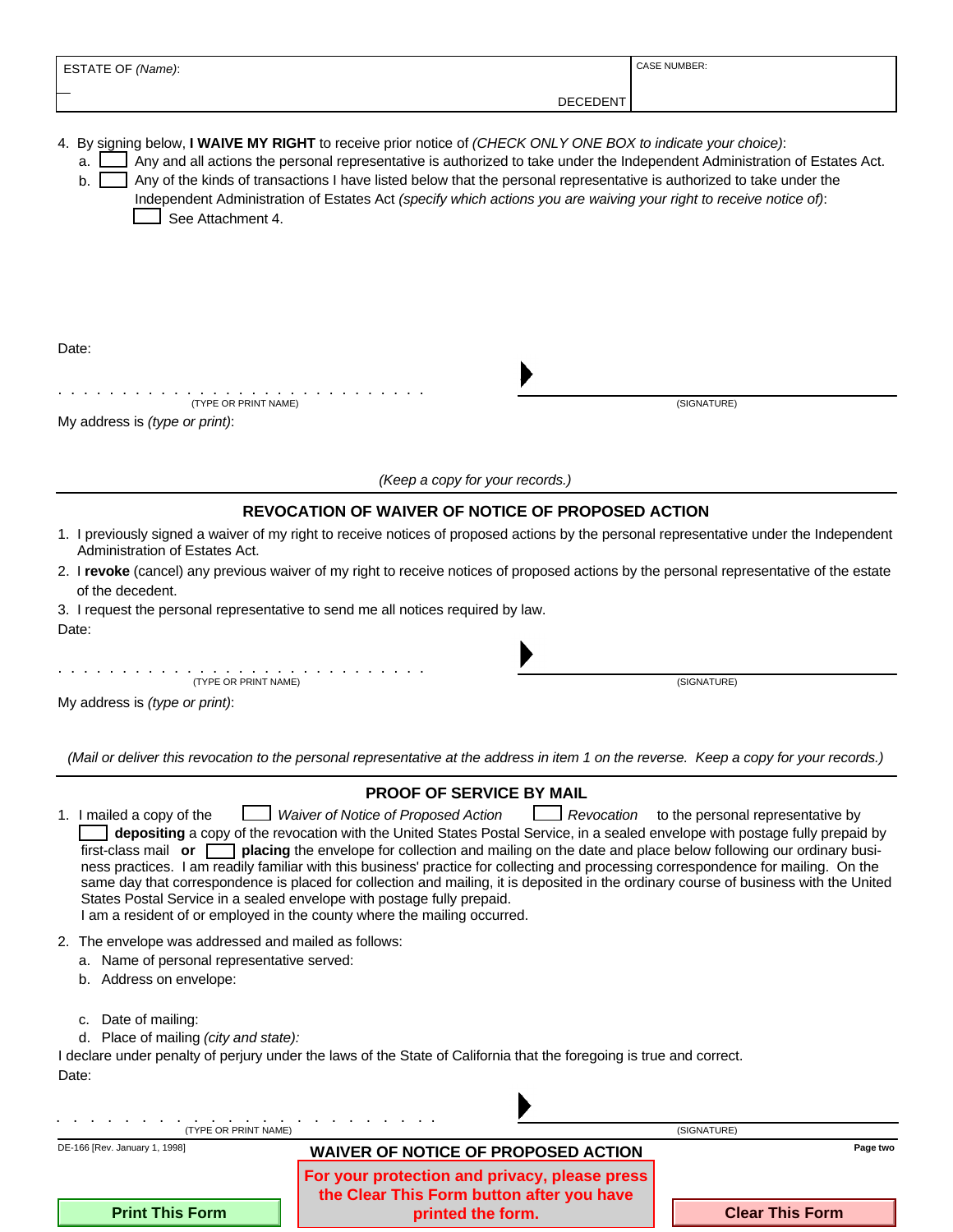| ESTATE OF *(Name)*: DECEDENT | CASE NUMBER: |
|---|---|

4. By signing below, **I WAIVE MY RIGHT** to receive prior notice of *(CHECK ONLY ONE BOX to indicate your choice)*:
   a. ☐ Any and all actions the personal representative is authorized to take under the Independent Administration of Estates Act.
   b. ☐ Any of the kinds of transactions I have listed below that the personal representative is authorized to take under the Independent Administration of Estates Act *(specify which actions you are waiving your right to receive notice of)*:
   ☐ See Attachment 4.

Date:

. . . . . . . . . . . . . . . . . . . . . . . . . . . . . .
(TYPE OR PRINT NAME)

▶ ______________________________
(SIGNATURE)

My address is *(type or print)*:

*(Keep a copy for your records.)*

## REVOCATION OF WAIVER OF NOTICE OF PROPOSED ACTION

1. I previously signed a waiver of my right to receive notices of proposed actions by the personal representative under the Independent Administration of Estates Act.
2. I **revoke** (cancel) any previous waiver of my right to receive notices of proposed actions by the personal representative of the estate of the decedent.
3. I request the personal representative to send me all notices required by law.

Date:

. . . . . . . . . . . . . . . . . . . . . . . . . . . . . .
(TYPE OR PRINT NAME)

▶ ______________________________
(SIGNATURE)

My address is *(type or print)*:

*(Mail or deliver this revocation to the personal representative at the address in item 1 on the reverse. Keep a copy for your records.)*

## PROOF OF SERVICE BY MAIL

1. I mailed a copy of the ☐ *Waiver of Notice of Proposed Action* ☐ *Revocation* to the personal representative by ☐ **depositing** a copy of the revocation with the United States Postal Service, in a sealed envelope with postage fully prepaid by first-class mail **or** ☐ **placing** the envelope for collection and mailing on the date and place below following our ordinary business practices. I am readily familiar with this business' practice for collecting and processing correspondence for mailing. On the same day that correspondence is placed for collection and mailing, it is deposited in the ordinary course of business with the United States Postal Service in a sealed envelope with postage fully prepaid.
   I am a resident of or employed in the county where the mailing occurred.
2. The envelope was addressed and mailed as follows:
   a. Name of personal representative served:
   b. Address on envelope:
   c. Date of mailing:
   d. Place of mailing *(city and state):*

I declare under penalty of perjury under the laws of the State of California that the foregoing is true and correct.

Date:

. . . . . . . . . . . . . . . . . . . . . . . . . . . .
(TYPE OR PRINT NAME)

▶ ______________________________
(SIGNATURE)

DE-166 [Rev. January 1, 1998]

**WAIVER OF NOTICE OF PROPOSED ACTION**

Print This Form

For your protection and privacy, please press the Clear This Form button after you have printed the form.

Clear This Form